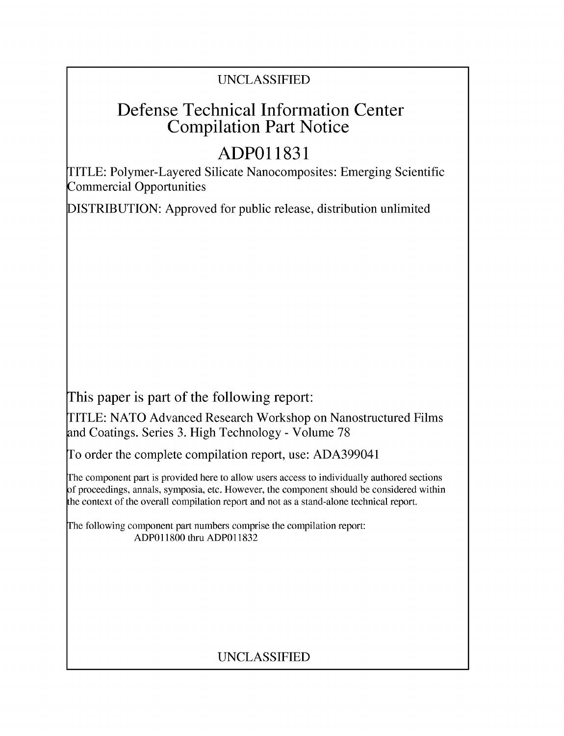UNCLASSIFIED

# Defense Technical Information Center Compilation Part Notice

# ADP011831

TITLE: Polymer-Layered Silicate Nanocomposites: Emerging Scientific Commercial Opportunities

DISTRIBUTION: Approved for public release, distribution unlimited

This paper is part of the following report:

TITLE: NATO Advanced Research Workshop on Nanostructured Films and Coatings. Series 3. High Technology - Volume 78

To order the complete compilation report, use: ADA399041

The component part is provided here to allow users access to individually authored sections of proceedings, annals, symposia, etc. However, the component should be considered within the context of the overall compilation report and not as a stand-alone technical report.

The following component part numbers comprise the compilation report:
ADP011800 thru ADP011832

UNCLASSIFIED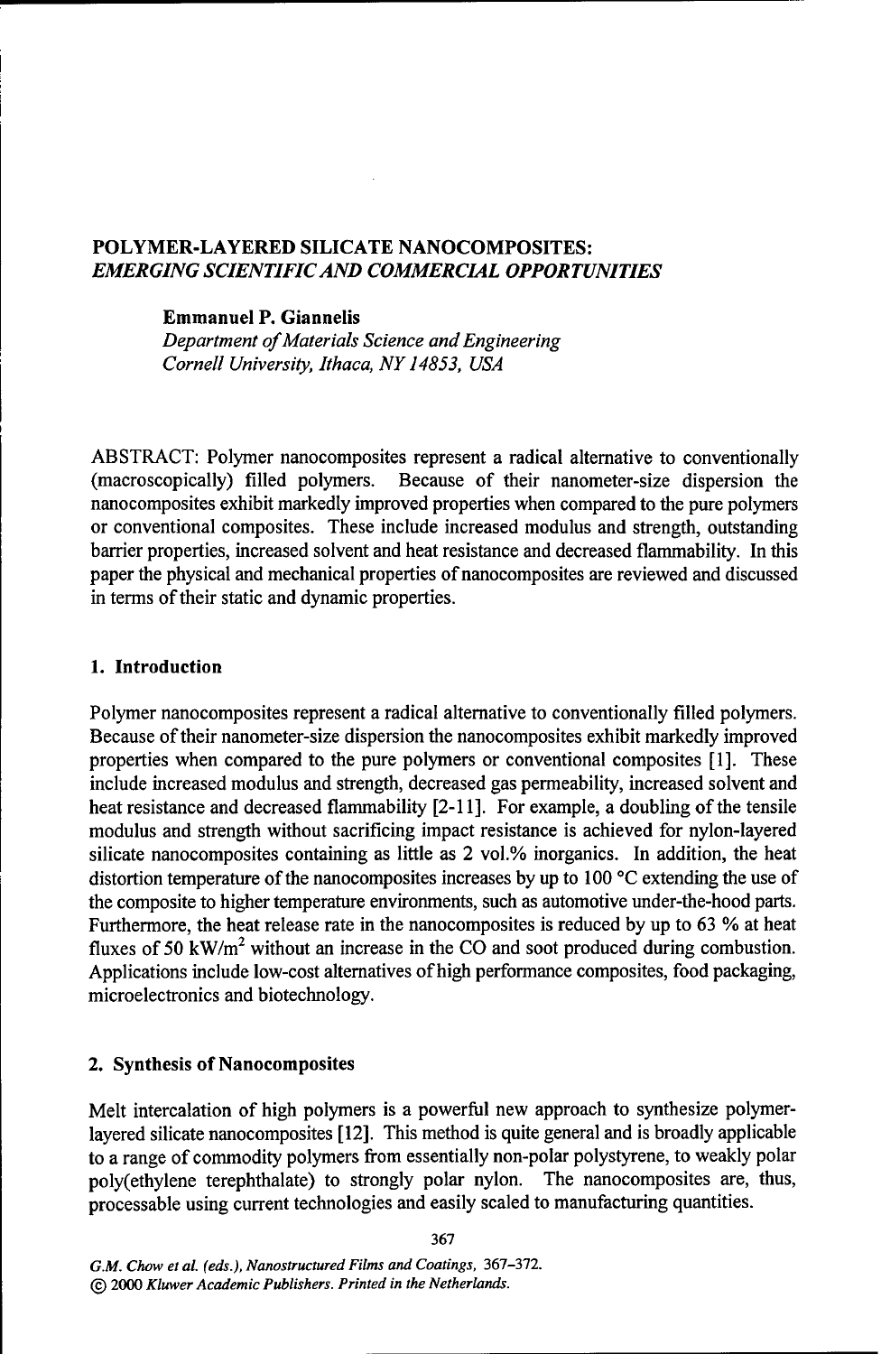# POLYMER-LAYERED SILICATE NANOCOMPOSITES: *EMERGING SCIENTIFIC AND COMMERCIAL OPPORTUNITIES*

**Emmanuel P. Giannelis**
*Department of Materials Science and Engineering*
*Cornell University, Ithaca, NY 14853, USA*

ABSTRACT: Polymer nanocomposites represent a radical alternative to conventionally (macroscopically) filled polymers. Because of their nanometer-size dispersion the nanocomposites exhibit markedly improved properties when compared to the pure polymers or conventional composites. These include increased modulus and strength, outstanding barrier properties, increased solvent and heat resistance and decreased flammability. In this paper the physical and mechanical properties of nanocomposites are reviewed and discussed in terms of their static and dynamic properties.

## 1. Introduction

Polymer nanocomposites represent a radical alternative to conventionally filled polymers. Because of their nanometer-size dispersion the nanocomposites exhibit markedly improved properties when compared to the pure polymers or conventional composites [1]. These include increased modulus and strength, decreased gas permeability, increased solvent and heat resistance and decreased flammability [2-11]. For example, a doubling of the tensile modulus and strength without sacrificing impact resistance is achieved for nylon-layered silicate nanocomposites containing as little as 2 vol.% inorganics. In addition, the heat distortion temperature of the nanocomposites increases by up to 100 °C extending the use of the composite to higher temperature environments, such as automotive under-the-hood parts. Furthermore, the heat release rate in the nanocomposites is reduced by up to 63 % at heat fluxes of 50 $kW/m^2$ without an increase in the CO and soot produced during combustion. Applications include low-cost alternatives of high performance composites, food packaging, microelectronics and biotechnology.

## 2. Synthesis of Nanocomposites

Melt intercalation of high polymers is a powerful new approach to synthesize polymer-layered silicate nanocomposites [12]. This method is quite general and is broadly applicable to a range of commodity polymers from essentially non-polar polystyrene, to weakly polar poly(ethylene terephthalate) to strongly polar nylon. The nanocomposites are, thus, processable using current technologies and easily scaled to manufacturing quantities.

*G.M. Chow et al. (eds.), Nanostructured Films and Coatings,* 367–372.
© 2000 *Kluwer Academic Publishers. Printed in the Netherlands.*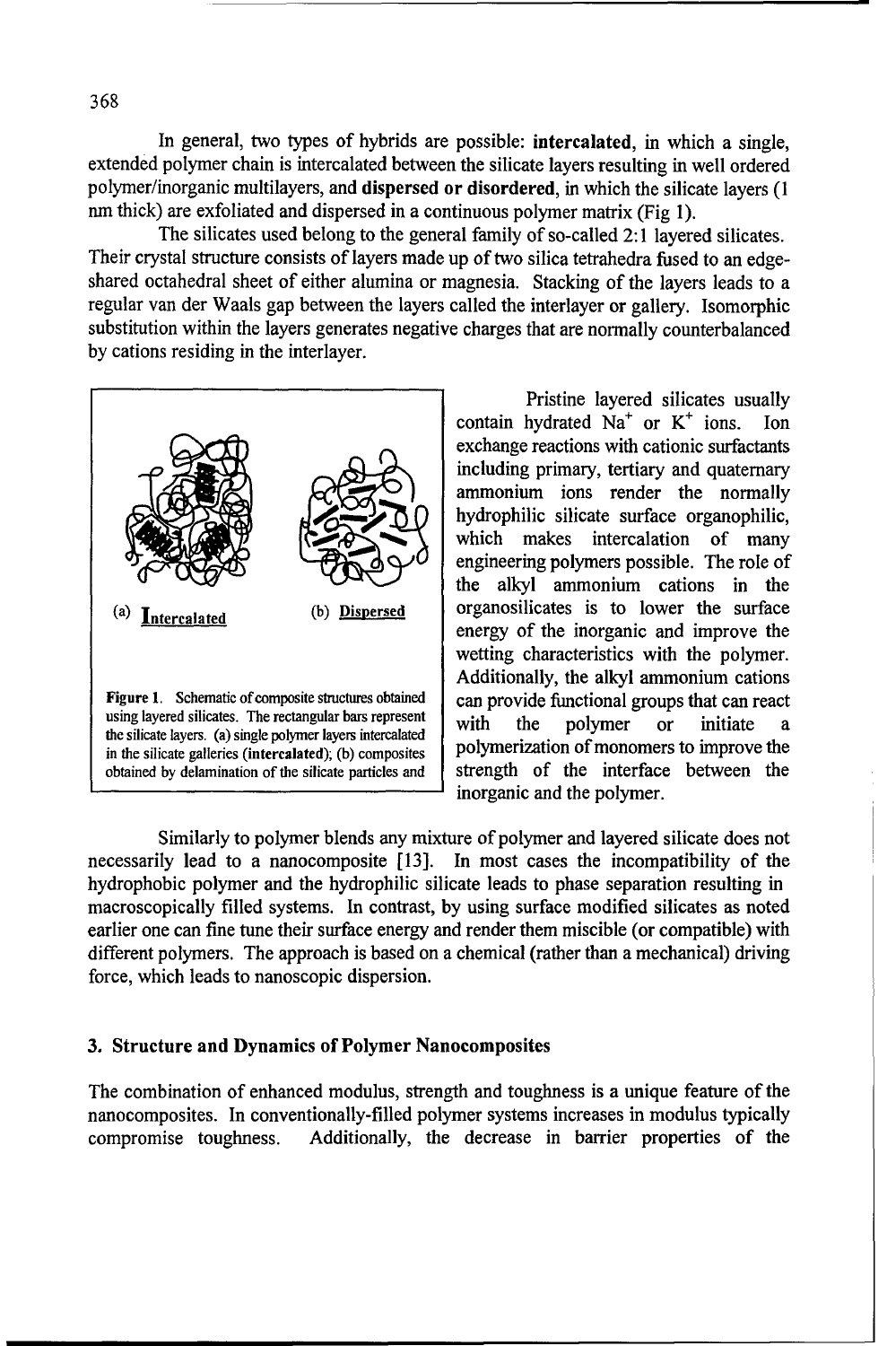In general, two types of hybrids are possible: **intercalated**, in which a single, extended polymer chain is intercalated between the silicate layers resulting in well ordered polymer/inorganic multilayers, and **dispersed or disordered**, in which the silicate layers (1 nm thick) are exfoliated and dispersed in a continuous polymer matrix (Fig 1).

The silicates used belong to the general family of so-called 2:1 layered silicates. Their crystal structure consists of layers made up of two silica tetrahedra fused to an edge-shared octahedral sheet of either alumina or magnesia. Stacking of the layers leads to a regular van der Waals gap between the layers called the interlayer or gallery. Isomorphic substitution within the layers generates negative charges that are normally counterbalanced by cations residing in the interlayer.

(a) Intercalated

(b) Dispersed

**Figure 1.** Schematic of composite structures obtained using layered silicates. The rectangular bars represent the silicate layers. (a) single polymer layers intercalated in the silicate galleries (**intercalated**); (b) composites obtained by delamination of the silicate particles and

Pristine layered silicates usually contain hydrated $Na^+$ or $K^+$ ions. Ion exchange reactions with cationic surfactants including primary, tertiary and quaternary ammonium ions render the normally hydrophilic silicate surface organophilic, which makes intercalation of many engineering polymers possible. The role of the alkyl ammonium cations in the organosilicates is to lower the surface energy of the inorganic and improve the wetting characteristics with the polymer. Additionally, the alkyl ammonium cations can provide functional groups that can react with the polymer or initiate a polymerization of monomers to improve the strength of the interface between the inorganic and the polymer.

Similarly to polymer blends any mixture of polymer and layered silicate does not necessarily lead to a nanocomposite [13]. In most cases the incompatibility of the hydrophobic polymer and the hydrophilic silicate leads to phase separation resulting in macroscopically filled systems. In contrast, by using surface modified silicates as noted earlier one can fine tune their surface energy and render them miscible (or compatible) with different polymers. The approach is based on a chemical (rather than a mechanical) driving force, which leads to nanoscopic dispersion.

## 3. Structure and Dynamics of Polymer Nanocomposites

The combination of enhanced modulus, strength and toughness is a unique feature of the nanocomposites. In conventionally-filled polymer systems increases in modulus typically compromise toughness. Additionally, the decrease in barrier properties of the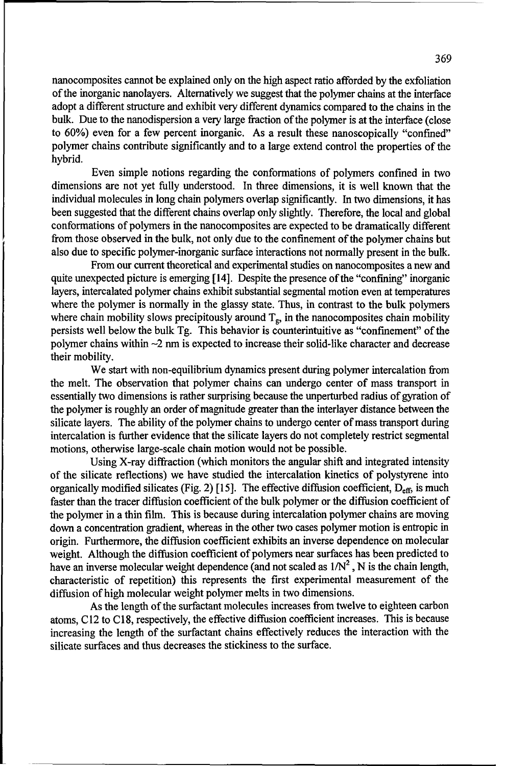nanocomposites cannot be explained only on the high aspect ratio afforded by the exfoliation of the inorganic nanolayers. Alternatively we suggest that the polymer chains at the interface adopt a different structure and exhibit very different dynamics compared to the chains in the bulk. Due to the nanodispersion a very large fraction of the polymer is at the interface (close to 60%) even for a few percent inorganic. As a result these nanoscopically "confined" polymer chains contribute significantly and to a large extend control the properties of the hybrid.

Even simple notions regarding the conformations of polymers confined in two dimensions are not yet fully understood. In three dimensions, it is well known that the individual molecules in long chain polymers overlap significantly. In two dimensions, it has been suggested that the different chains overlap only slightly. Therefore, the local and global conformations of polymers in the nanocomposites are expected to be dramatically different from those observed in the bulk, not only due to the confinement of the polymer chains but also due to specific polymer-inorganic surface interactions not normally present in the bulk.

From our current theoretical and experimental studies on nanocomposites a new and quite unexpected picture is emerging [14]. Despite the presence of the "confining" inorganic layers, intercalated polymer chains exhibit substantial segmental motion even at temperatures where the polymer is normally in the glassy state. Thus, in contrast to the bulk polymers where chain mobility slows precipitously around $T_g$, in the nanocomposites chain mobility persists well below the bulk Tg. This behavior is counterintuitive as "confinement" of the polymer chains within ~2 nm is expected to increase their solid-like character and decrease their mobility.

We start with non-equilibrium dynamics present during polymer intercalation from the melt. The observation that polymer chains can undergo center of mass transport in essentially two dimensions is rather surprising because the unperturbed radius of gyration of the polymer is roughly an order of magnitude greater than the interlayer distance between the silicate layers. The ability of the polymer chains to undergo center of mass transport during intercalation is further evidence that the silicate layers do not completely restrict segmental motions, otherwise large-scale chain motion would not be possible.

Using X-ray diffraction (which monitors the angular shift and integrated intensity of the silicate reflections) we have studied the intercalation kinetics of polystyrene into organically modified silicates (Fig. 2) [15]. The effective diffusion coefficient, $D_{eff}$, is much faster than the tracer diffusion coefficient of the bulk polymer or the diffusion coefficient of the polymer in a thin film. This is because during intercalation polymer chains are moving down a concentration gradient, whereas in the other two cases polymer motion is entropic in origin. Furthermore, the diffusion coefficient exhibits an inverse dependence on molecular weight. Although the diffusion coefficient of polymers near surfaces has been predicted to have an inverse molecular weight dependence (and not scaled as $1/N^2$, N is the chain length, characteristic of repetition) this represents the first experimental measurement of the diffusion of high molecular weight polymer melts in two dimensions.

As the length of the surfactant molecules increases from twelve to eighteen carbon atoms, C12 to C18, respectively, the effective diffusion coefficient increases. This is because increasing the length of the surfactant chains effectively reduces the interaction with the silicate surfaces and thus decreases the stickiness to the surface.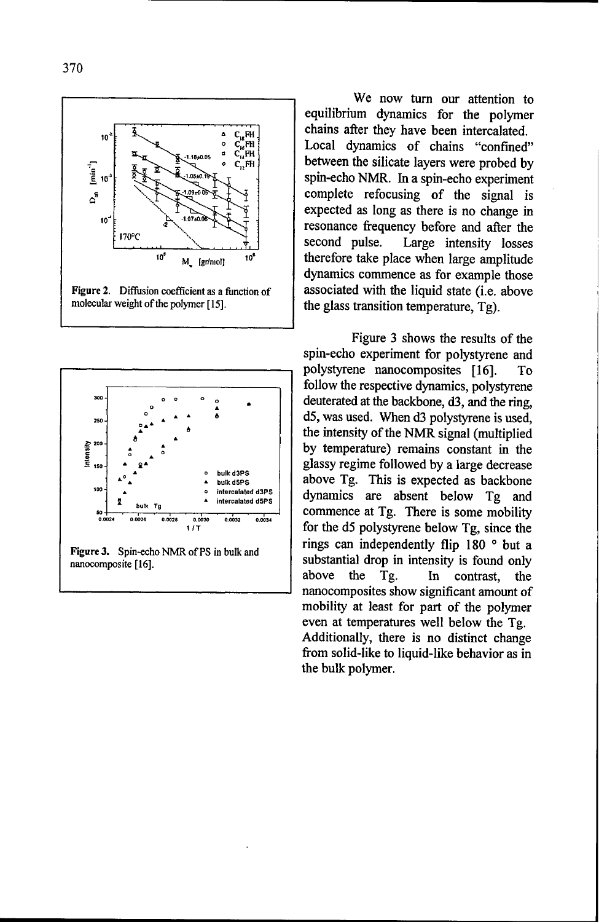Figure 2. Diffusion coefficient as a function of molecular weight of the polymer [15].

Figure 3. Spin-echo NMR of PS in bulk and nanocomposite [16].

We now turn our attention to equilibrium dynamics for the polymer chains after they have been intercalated. Local dynamics of chains "confined" between the silicate layers were probed by spin-echo NMR. In a spin-echo experiment complete refocusing of the signal is expected as long as there is no change in resonance frequency before and after the second pulse. Large intensity losses therefore take place when large amplitude dynamics commence as for example those associated with the liquid state (i.e. above the glass transition temperature, Tg).

Figure 3 shows the results of the spin-echo experiment for polystyrene and polystyrene nanocomposites [16]. To follow the respective dynamics, polystyrene deuterated at the backbone, d3, and the ring, d5, was used. When d3 polystyrene is used, the intensity of the NMR signal (multiplied by temperature) remains constant in the glassy regime followed by a large decrease above Tg. This is expected as backbone dynamics are absent below Tg and commence at Tg. There is some mobility for the d5 polystyrene below Tg, since the rings can independently flip 180 ° but a substantial drop in intensity is found only above the Tg. In contrast, the nanocomposites show significant amount of mobility at least for part of the polymer even at temperatures well below the Tg. Additionally, there is no distinct change from solid-like to liquid-like behavior as in the bulk polymer.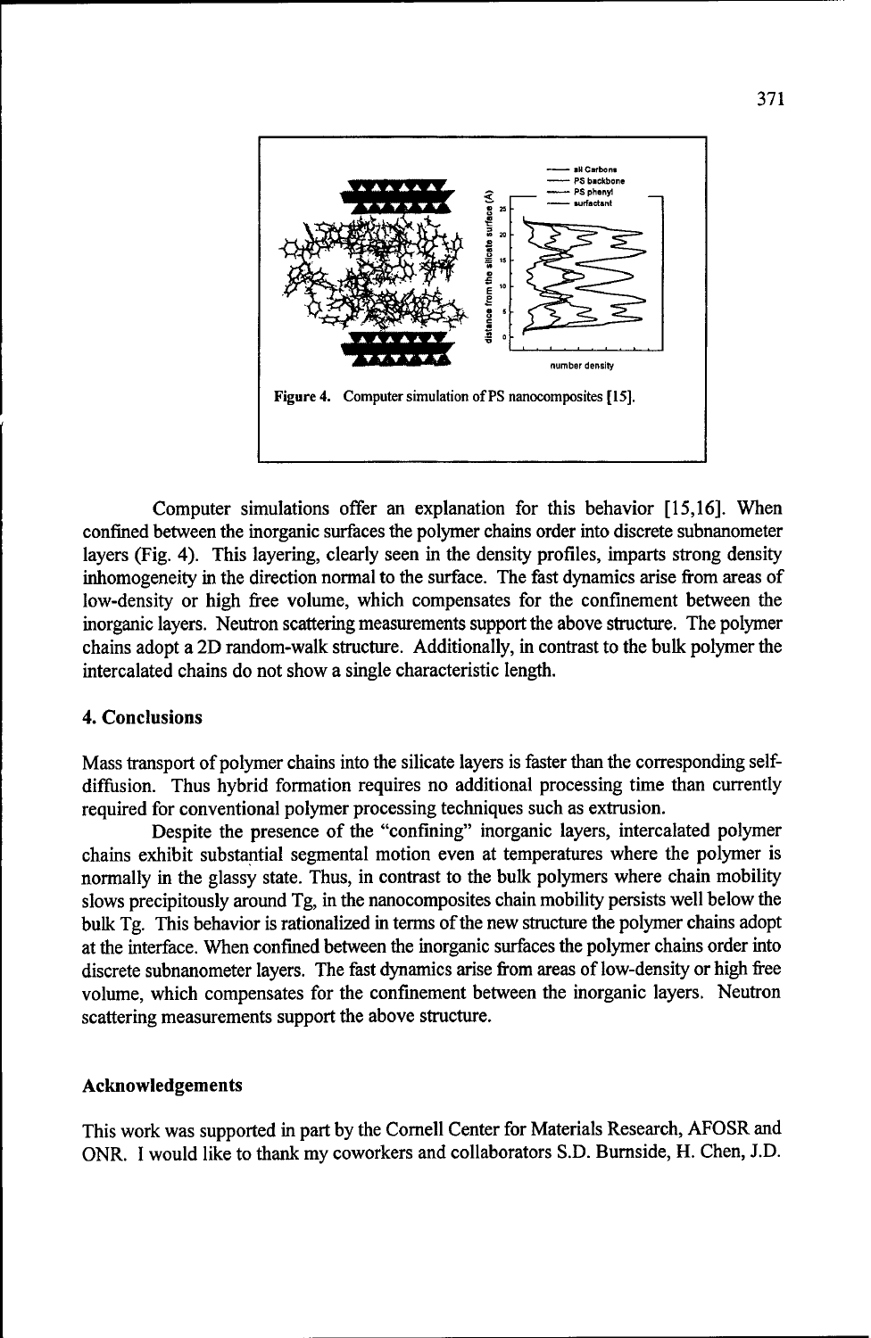Figure 4. Computer simulation of PS nanocomposites [15].

Computer simulations offer an explanation for this behavior [15,16]. When confined between the inorganic surfaces the polymer chains order into discrete subnanometer layers (Fig. 4). This layering, clearly seen in the density profiles, imparts strong density inhomogeneity in the direction normal to the surface. The fast dynamics arise from areas of low-density or high free volume, which compensates for the confinement between the inorganic layers. Neutron scattering measurements support the above structure. The polymer chains adopt a 2D random-walk structure. Additionally, in contrast to the bulk polymer the intercalated chains do not show a single characteristic length.

## 4. Conclusions

Mass transport of polymer chains into the silicate layers is faster than the corresponding self-diffusion. Thus hybrid formation requires no additional processing time than currently required for conventional polymer processing techniques such as extrusion.

Despite the presence of the "confining" inorganic layers, intercalated polymer chains exhibit substantial segmental motion even at temperatures where the polymer is normally in the glassy state. Thus, in contrast to the bulk polymers where chain mobility slows precipitously around Tg, in the nanocomposites chain mobility persists well below the bulk Tg. This behavior is rationalized in terms of the new structure the polymer chains adopt at the interface. When confined between the inorganic surfaces the polymer chains order into discrete subnanometer layers. The fast dynamics arise from areas of low-density or high free volume, which compensates for the confinement between the inorganic layers. Neutron scattering measurements support the above structure.

## Acknowledgements

This work was supported in part by the Cornell Center for Materials Research, AFOSR and ONR. I would like to thank my coworkers and collaborators S.D. Burnside, H. Chen, J.D.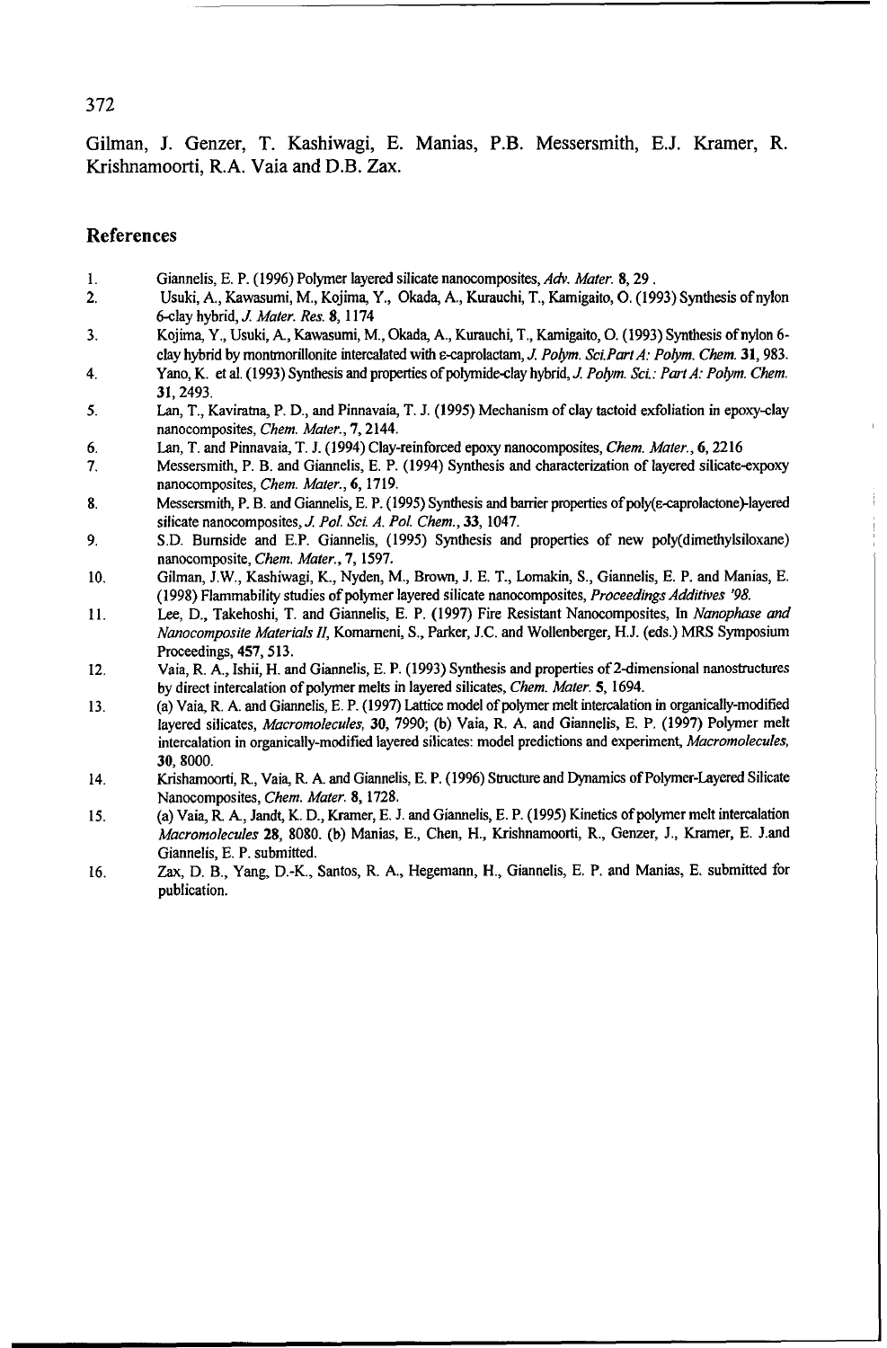Gilman, J. Genzer, T. Kashiwagi, E. Manias, P.B. Messersmith, E.J. Kramer, R. Krishnamoorti, R.A. Vaia and D.B. Zax.

## References

1. Giannelis, E. P. (1996) Polymer layered silicate nanocomposites, *Adv. Mater.* **8**, 29 .
2. Usuki, A., Kawasumi, M., Kojima, Y., Okada, A., Kurauchi, T., Kamigaito, O. (1993) Synthesis of nylon 6-clay hybrid, *J. Mater. Res.* **8**, 1174
3. Kojima, Y., Usuki, A., Kawasumi, M., Okada, A., Kurauchi, T., Kamigaito, O. (1993) Synthesis of nylon 6-clay hybrid by montmorillonite intercalated with ε-caprolactam, *J. Polym. Sci.Part A: Polym. Chem.* **31**, 983.
4. Yano, K. et al. (1993) Synthesis and properties of polymide-clay hybrid, *J. Polym. Sci.: Part A: Polym. Chem.* **31**, 2493.
5. Lan, T., Kaviratna, P. D., and Pinnavaia, T. J. (1995) Mechanism of clay tactoid exfoliation in epoxy-clay nanocomposites, *Chem. Mater.*, **7**, 2144.
6. Lan, T. and Pinnavaia, T. J. (1994) Clay-reinforced epoxy nanocomposites, *Chem. Mater.*, **6**, 2216
7. Messersmith, P. B. and Giannelis, E. P. (1994) Synthesis and characterization of layered silicate-expoxy nanocomposites, *Chem. Mater.*, **6**, 1719.
8. Messersmith, P. B. and Giannelis, E. P. (1995) Synthesis and barrier properties of poly(ε-caprolactone)-layered silicate nanocomposites, *J. Pol. Sci. A. Pol. Chem.*, **33**, 1047.
9. S.D. Burnside and E.P. Giannelis, (1995) Synthesis and properties of new poly(dimethylsiloxane) nanocomposite, *Chem. Mater.*, **7**, 1597.
10. Gilman, J.W., Kashiwagi, K., Nyden, M., Brown, J. E. T., Lomakin, S., Giannelis, E. P. and Manias, E. (1998) Flammability studies of polymer layered silicate nanocomposites, *Proceedings Additives '98.*
11. Lee, D., Takehoshi, T. and Giannelis, E. P. (1997) Fire Resistant Nanocomposites, In *Nanophase and Nanocomposite Materials II*, Komarneni, S., Parker, J.C. and Wollenberger, H.J. (eds.) MRS Symposium Proceedings, **457**, 513.
12. Vaia, R. A., Ishii, H. and Giannelis, E. P. (1993) Synthesis and properties of 2-dimensional nanostructures by direct intercalation of polymer melts in layered silicates, *Chem. Mater.* **5**, 1694.
13. (a) Vaia, R. A. and Giannelis, E. P. (1997) Lattice model of polymer melt intercalation in organically-modified layered silicates, *Macromolecules*, **30**, 7990; (b) Vaia, R. A. and Giannelis, E. P. (1997) Polymer melt intercalation in organically-modified layered silicates: model predictions and experiment, *Macromolecules*, **30**, 8000.
14. Krishamoorti, R., Vaia, R. A. and Giannelis, E. P. (1996) Structure and Dynamics of Polymer-Layered Silicate Nanocomposites, *Chem. Mater.* **8**, 1728.
15. (a) Vaia, R. A., Jandt, K. D., Kramer, E. J. and Giannelis, E. P. (1995) Kinetics of polymer melt intercalation *Macromolecules* **28**, 8080. (b) Manias, E., Chen, H., Krishnamoorti, R., Genzer, J., Kramer, E. J.and Giannelis, E. P. submitted.
16. Zax, D. B., Yang, D.-K., Santos, R. A., Hegemann, H., Giannelis, E. P. and Manias, E. submitted for publication.